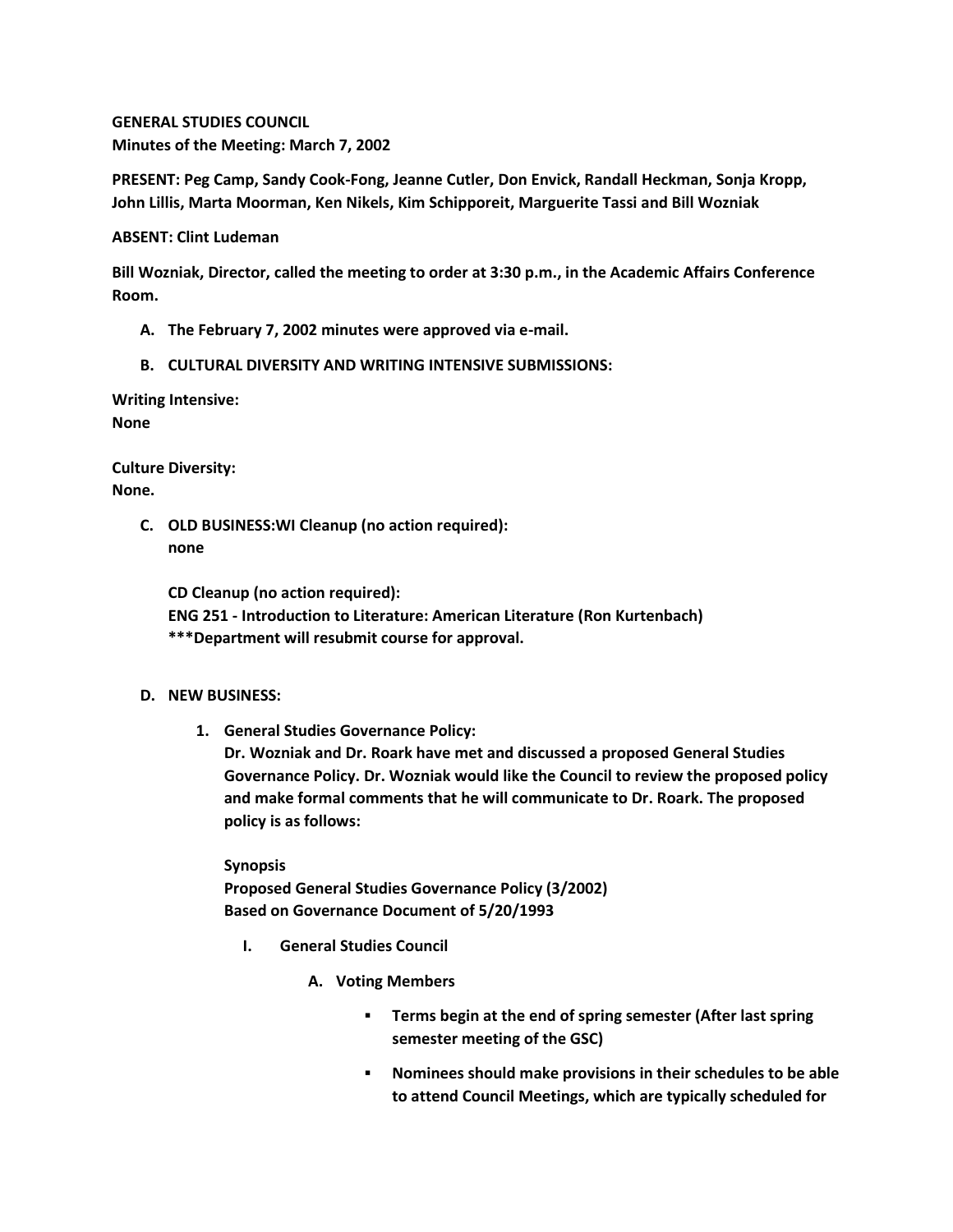**GENERAL STUDIES COUNCIL**
**Minutes of the Meeting: March 7, 2002**

**PRESENT: Peg Camp, Sandy Cook-Fong, Jeanne Cutler, Don Envick, Randall Heckman, Sonja Kropp, John Lillis, Marta Moorman, Ken Nikels, Kim Schipporeit, Marguerite Tassi and Bill Wozniak**

**ABSENT: Clint Ludeman**

**Bill Wozniak, Director, called the meeting to order at 3:30 p.m., in the Academic Affairs Conference Room.**

A. **The February 7, 2002 minutes were approved via e-mail.**

B. **CULTURAL DIVERSITY AND WRITING INTENSIVE SUBMISSIONS:**

**Writing Intensive:**
**None**

**Culture Diversity:**
**None.**

C. **OLD BUSINESS:WI Cleanup (no action required):**
**none**

   **CD Cleanup (no action required):**
   **ENG 251 - Introduction to Literature: American Literature (Ron Kurtenbach)**
   **\*\*\*Department will resubmit course for approval.**

D. **NEW BUSINESS:**

   1. **General Studies Governance Policy:**
      **Dr. Wozniak and Dr. Roark have met and discussed a proposed General Studies Governance Policy. Dr. Wozniak would like the Council to review the proposed policy and make formal comments that he will communicate to Dr. Roark. The proposed policy is as follows:**

      **Synopsis**
      **Proposed General Studies Governance Policy (3/2002)**
      **Based on Governance Document of 5/20/1993**

      I. **General Studies Council**

         A. **Voting Members**

            - **Terms begin at the end of spring semester (After last spring semester meeting of the GSC)**
            - **Nominees should make provisions in their schedules to be able to attend Council Meetings, which are typically scheduled for**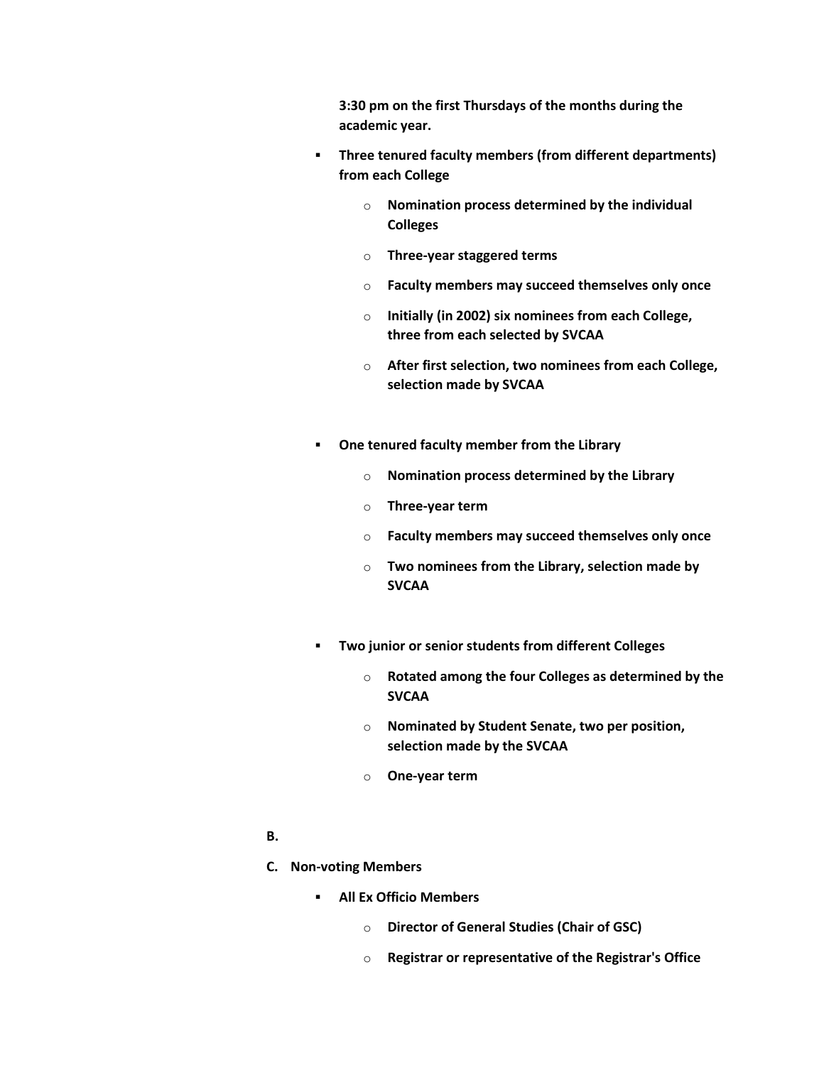**3:30 pm on the first Thursdays of the months during the academic year.**

- **Three tenured faculty members (from different departments) from each College**
  - **Nomination process determined by the individual Colleges**
  - **Three-year staggered terms**
  - **Faculty members may succeed themselves only once**
  - **Initially (in 2002) six nominees from each College, three from each selected by SVCAA**
  - **After first selection, two nominees from each College, selection made by SVCAA**

- **One tenured faculty member from the Library**
  - **Nomination process determined by the Library**
  - **Three-year term**
  - **Faculty members may succeed themselves only once**
  - **Two nominees from the Library, selection made by SVCAA**

- **Two junior or senior students from different Colleges**
  - **Rotated among the four Colleges as determined by the SVCAA**
  - **Nominated by Student Senate, two per position, selection made by the SVCAA**
  - **One-year term**

**B.**

**C. Non-voting Members**

- **All Ex Officio Members**
  - **Director of General Studies (Chair of GSC)**
  - **Registrar or representative of the Registrar's Office**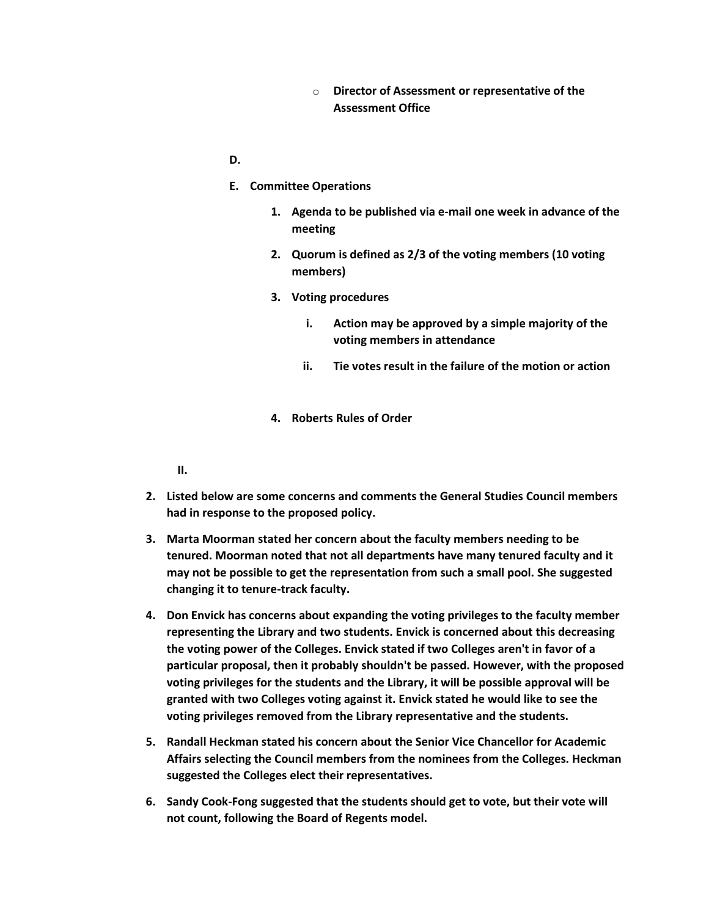- **Director of Assessment or representative of the Assessment Office**

**D.**

**E. Committee Operations**

1. **Agenda to be published via e-mail one week in advance of the meeting**
2. **Quorum is defined as 2/3 of the voting members (10 voting members)**
3. **Voting procedures**
   i. **Action may be approved by a simple majority of the voting members in attendance**
   ii. **Tie votes result in the failure of the motion or action**
4. **Roberts Rules of Order**

**II.**

2. **Listed below are some concerns and comments the General Studies Council members had in response to the proposed policy.**
3. **Marta Moorman stated her concern about the faculty members needing to be tenured. Moorman noted that not all departments have many tenured faculty and it may not be possible to get the representation from such a small pool. She suggested changing it to tenure-track faculty.**
4. **Don Envick has concerns about expanding the voting privileges to the faculty member representing the Library and two students. Envick is concerned about this decreasing the voting power of the Colleges. Envick stated if two Colleges aren't in favor of a particular proposal, then it probably shouldn't be passed. However, with the proposed voting privileges for the students and the Library, it will be possible approval will be granted with two Colleges voting against it. Envick stated he would like to see the voting privileges removed from the Library representative and the students.**
5. **Randall Heckman stated his concern about the Senior Vice Chancellor for Academic Affairs selecting the Council members from the nominees from the Colleges. Heckman suggested the Colleges elect their representatives.**
6. **Sandy Cook-Fong suggested that the students should get to vote, but their vote will not count, following the Board of Regents model.**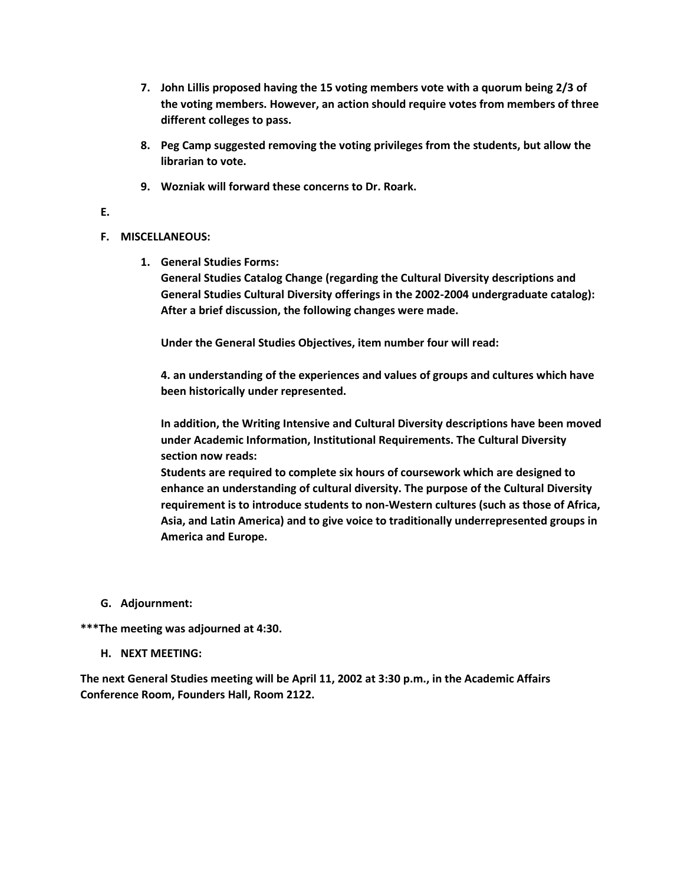7. **John Lillis proposed having the 15 voting members vote with a quorum being 2/3 of the voting members. However, an action should require votes from members of three different colleges to pass.**

8. **Peg Camp suggested removing the voting privileges from the students, but allow the librarian to vote.**

9. **Wozniak will forward these concerns to Dr. Roark.**

**E.**

**F. MISCELLANEOUS:**

1. **General Studies Forms:**

   **General Studies Catalog Change (regarding the Cultural Diversity descriptions and General Studies Cultural Diversity offerings in the 2002-2004 undergraduate catalog): After a brief discussion, the following changes were made.**

   **Under the General Studies Objectives, item number four will read:**

   **4. an understanding of the experiences and values of groups and cultures which have been historically under represented.**

   **In addition, the Writing Intensive and Cultural Diversity descriptions have been moved under Academic Information, Institutional Requirements. The Cultural Diversity section now reads:**

   **Students are required to complete six hours of coursework which are designed to enhance an understanding of cultural diversity. The purpose of the Cultural Diversity requirement is to introduce students to non-Western cultures (such as those of Africa, Asia, and Latin America) and to give voice to traditionally underrepresented groups in America and Europe.**

**G. Adjournment:**

**\*\*\*The meeting was adjourned at 4:30.**

**H. NEXT MEETING:**

**The next General Studies meeting will be April 11, 2002 at 3:30 p.m., in the Academic Affairs Conference Room, Founders Hall, Room 2122.**